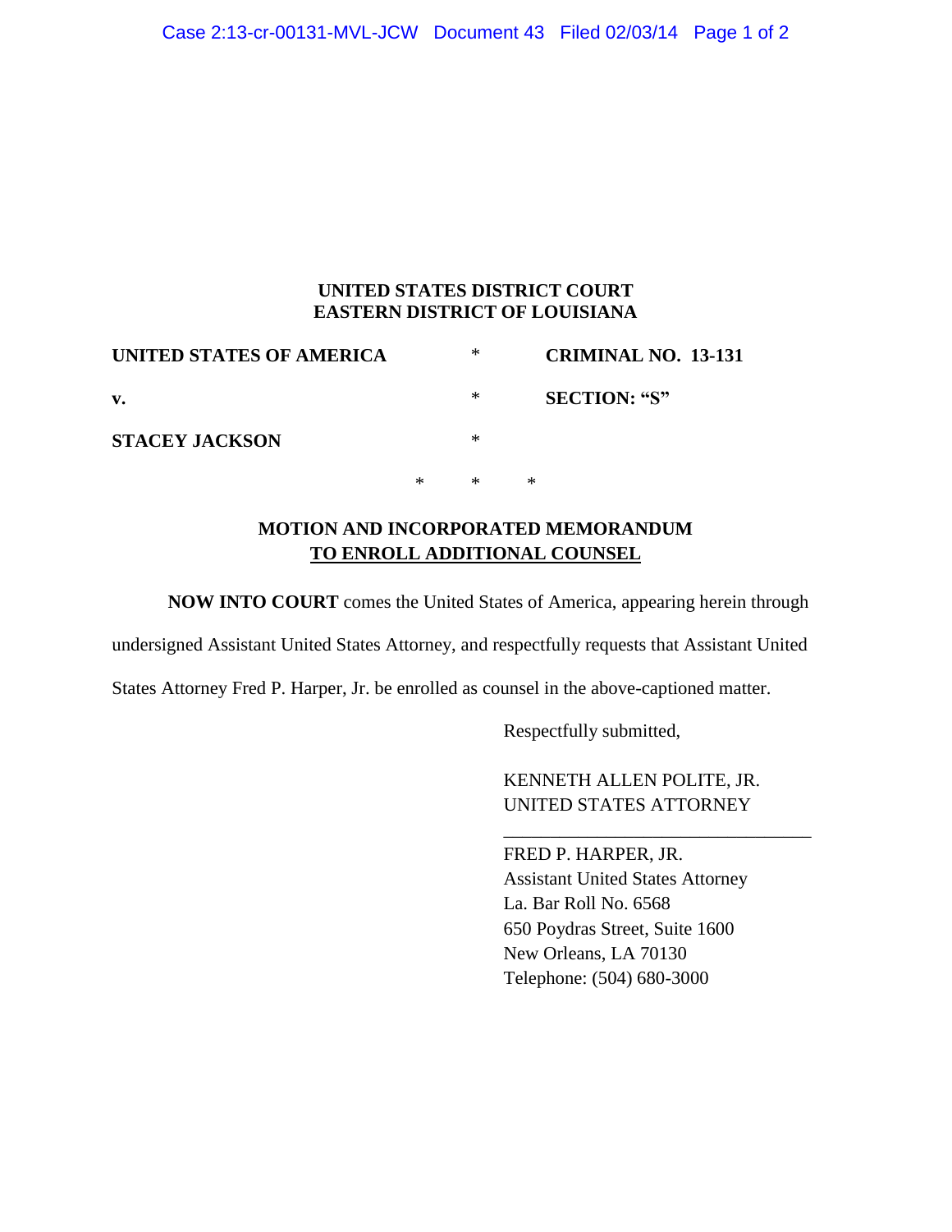**UNITED STATES DISTRICT COURT**
**EASTERN DISTRICT OF LOUISIANA**

| | | |
|---|---|---|
| **UNITED STATES OF AMERICA** | * | **CRIMINAL NO. 13-131** |
| **v.** | * | **SECTION: "S"** |
| **STACEY JACKSON** | * | |

\* \* \*

**MOTION AND INCORPORATED MEMORANDUM**
**TO ENROLL ADDITIONAL COUNSEL**

**NOW INTO COURT** comes the United States of America, appearing herein through undersigned Assistant United States Attorney, and respectfully requests that Assistant United States Attorney Fred P. Harper, Jr. be enrolled as counsel in the above-captioned matter.

Respectfully submitted,

KENNETH ALLEN POLITE, JR.
UNITED STATES ATTORNEY

\_\_\_\_\_\_\_\_\_\_\_\_\_\_\_\_\_\_\_\_\_\_\_\_\_\_\_\_\_\_\_\_\_\_
FRED P. HARPER, JR.
Assistant United States Attorney
La. Bar Roll No. 6568
650 Poydras Street, Suite 1600
New Orleans, LA 70130
Telephone: (504) 680-3000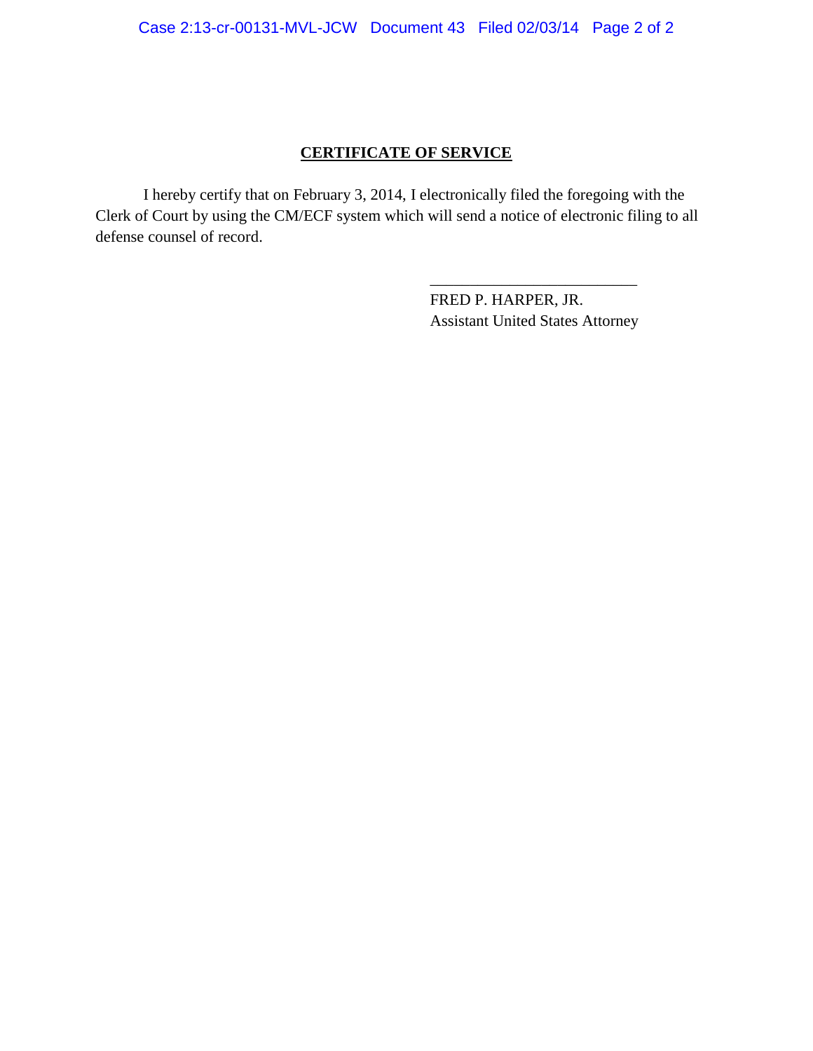## CERTIFICATE OF SERVICE

I hereby certify that on February 3, 2014, I electronically filed the foregoing with the Clerk of Court by using the CM/ECF system which will send a notice of electronic filing to all defense counsel of record.

\_\_\_\_\_\_\_\_\_\_\_\_\_\_\_\_\_\_\_\_\_\_\_\_\_\_

FRED P. HARPER, JR.  
Assistant United States Attorney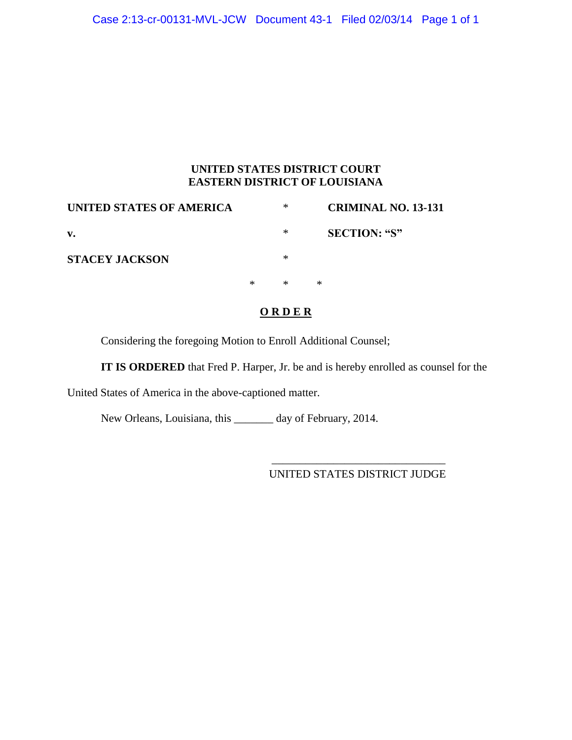**UNITED STATES DISTRICT COURT**
**EASTERN DISTRICT OF LOUISIANA**

| | | |
|---|---|---|
| **UNITED STATES OF AMERICA** | * | **CRIMINAL NO. 13-131** |
| **v.** | * | **SECTION: "S"** |
| **STACEY JACKSON** | * | |

\* \* \*

**O R D E R**

Considering the foregoing Motion to Enroll Additional Counsel;

**IT IS ORDERED** that Fred P. Harper, Jr. be and is hereby enrolled as counsel for the United States of America in the above-captioned matter.

New Orleans, Louisiana, this _______ day of February, 2014.

_______________________________
UNITED STATES DISTRICT JUDGE